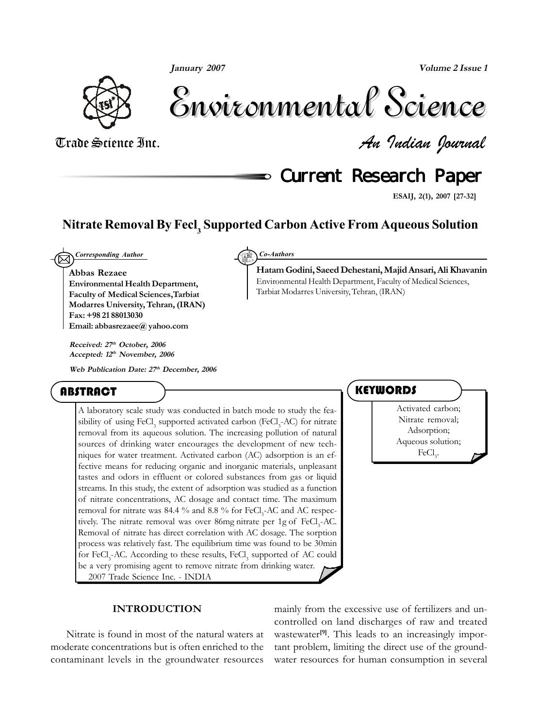# Nitrate Removal By $FeCl_3$ Supported Carbon Active From Aqueous Solution

*Corresponding Author*

**Abbas Rezaee**
**Environmental Health Department, Faculty of Medical Sciences, Tarbiat Modarres University, Tehran, (IRAN)**
**Fax: +98 21 88013030**
**Email: abbasrezaee@ yahoo.com**

*Co-Authors*

**Hatam Godini, Saeed Dehestani, Majid Ansari, Ali Khavanin**
Environmental Health Department, Faculty of Medical Sciences, Tarbiat Modarres University, Tehran, (IRAN)

***Received: 27th October, 2006***
***Accepted: 12th November, 2006***

***Web Publication Date: 27th December, 2006***

## ABSTRACT

A laboratory scale study was conducted in batch mode to study the feasibility of using $FeCl_3$ supported activated carbon ($FeCl_3$-AC) for nitrate removal from its aqueous solution. The increasing pollution of natural sources of drinking water encourages the development of new techniques for water treatment. Activated carbon (AC) adsorption is an effective means for reducing organic and inorganic materials, unpleasant tastes and odors in effluent or colored substances from gas or liquid streams. In this study, the extent of adsorption was studied as a function of nitrate concentrations, AC dosage and contact time. The maximum removal for nitrate was 84.4 % and 8.8 % for $FeCl_3$-AC and AC respectively. The nitrate removal was over 86mg nitrate per 1g of $FeCl_3$-AC. Removal of nitrate has direct correlation with AC dosage. The sorption process was relatively fast. The equilibrium time was found to be 30min for $FeCl_3$-AC. According to these results, $FeCl_3$ supported of AC could be a very promising agent to remove nitrate from drinking water.

2007 Trade Science Inc. - INDIA

## KEYWORDS

Activated carbon;
Nitrate removal;
Adsorption;
Aqueous solution;
$FeCl_3$.

## INTRODUCTION

Nitrate is found in most of the natural waters at moderate concentrations but is often enriched to the contaminant levels in the groundwater resources mainly from the excessive use of fertilizers and uncontrolled on land discharges of raw and treated wastewater[9]. This leads to an increasingly important problem, limiting the direct use of the groundwater resources for human consumption in several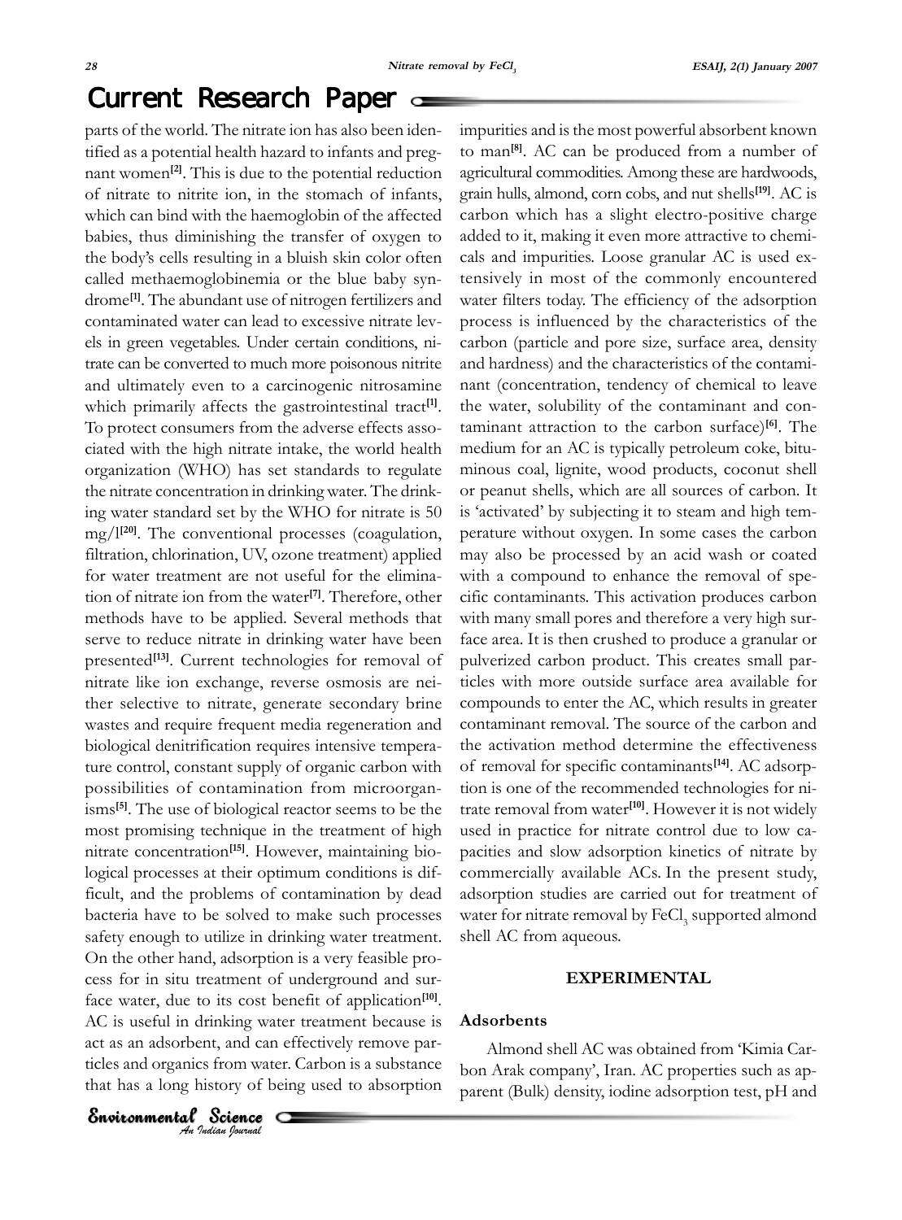parts of the world. The nitrate ion has also been identified as a potential health hazard to infants and pregnant women[2]. This is due to the potential reduction of nitrate to nitrite ion, in the stomach of infants, which can bind with the haemoglobin of the affected babies, thus diminishing the transfer of oxygen to the body's cells resulting in a bluish skin color often called methaemoglobinemia or the blue baby syndrome[1]. The abundant use of nitrogen fertilizers and contaminated water can lead to excessive nitrate levels in green vegetables. Under certain conditions, nitrate can be converted to much more poisonous nitrite and ultimately even to a carcinogenic nitrosamine which primarily affects the gastrointestinal tract[1]. To protect consumers from the adverse effects associated with the high nitrate intake, the world health organization (WHO) has set standards to regulate the nitrate concentration in drinking water. The drinking water standard set by the WHO for nitrate is 50 mg/l[20]. The conventional processes (coagulation, filtration, chlorination, UV, ozone treatment) applied for water treatment are not useful for the elimination of nitrate ion from the water[7]. Therefore, other methods have to be applied. Several methods that serve to reduce nitrate in drinking water have been presented[13]. Current technologies for removal of nitrate like ion exchange, reverse osmosis are neither selective to nitrate, generate secondary brine wastes and require frequent media regeneration and biological denitrification requires intensive temperature control, constant supply of organic carbon with possibilities of contamination from microorganisms[5]. The use of biological reactor seems to be the most promising technique in the treatment of high nitrate concentration[15]. However, maintaining biological processes at their optimum conditions is difficult, and the problems of contamination by dead bacteria have to be solved to make such processes safety enough to utilize in drinking water treatment. On the other hand, adsorption is a very feasible process for in situ treatment of underground and surface water, due to its cost benefit of application[10]. AC is useful in drinking water treatment because is act as an adsorbent, and can effectively remove particles and organics from water. Carbon is a substance that has a long history of being used to absorption impurities and is the most powerful absorbent known to man[8]. AC can be produced from a number of agricultural commodities. Among these are hardwoods, grain hulls, almond, corn cobs, and nut shells[19]. AC is carbon which has a slight electro-positive charge added to it, making it even more attractive to chemicals and impurities. Loose granular AC is used extensively in most of the commonly encountered water filters today. The efficiency of the adsorption process is influenced by the characteristics of the carbon (particle and pore size, surface area, density and hardness) and the characteristics of the contaminant (concentration, tendency of chemical to leave the water, solubility of the contaminant and contaminant attraction to the carbon surface)[6]. The medium for an AC is typically petroleum coke, bituminous coal, lignite, wood products, coconut shell or peanut shells, which are all sources of carbon. It is 'activated' by subjecting it to steam and high temperature without oxygen. In some cases the carbon may also be processed by an acid wash or coated with a compound to enhance the removal of specific contaminants. This activation produces carbon with many small pores and therefore a very high surface area. It is then crushed to produce a granular or pulverized carbon product. This creates small particles with more outside surface area available for compounds to enter the AC, which results in greater contaminant removal. The source of the carbon and the activation method determine the effectiveness of removal for specific contaminants[14]. AC adsorption is one of the recommended technologies for nitrate removal from water[10]. However it is not widely used in practice for nitrate control due to low capacities and slow adsorption kinetics of nitrate by commercially available ACs. In the present study, adsorption studies are carried out for treatment of water for nitrate removal by $FeCl_3$ supported almond shell AC from aqueous.

## EXPERIMENTAL

### Adsorbents

Almond shell AC was obtained from 'Kimia Carbon Arak company', Iran. AC properties such as apparent (Bulk) density, iodine adsorption test, pH and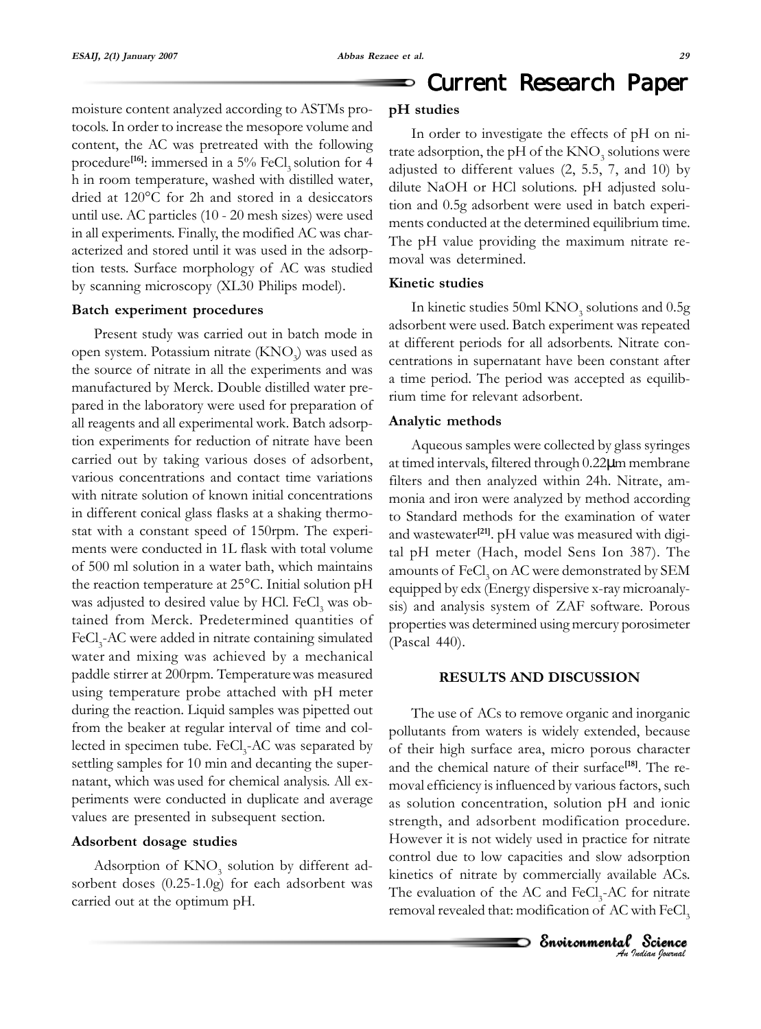moisture content analyzed according to ASTMs protocols. In order to increase the mesopore volume and content, the AC was pretreated with the following procedure[16]: immersed in a 5% $FeCl_3$ solution for 4 h in room temperature, washed with distilled water, dried at 120°C for 2h and stored in a desiccators until use. AC particles (10 - 20 mesh sizes) were used in all experiments. Finally, the modified AC was characterized and stored until it was used in the adsorption tests. Surface morphology of AC was studied by scanning microscopy (XL30 Philips model).

### Batch experiment procedures

Present study was carried out in batch mode in open system. Potassium nitrate ($KNO_3$) was used as the source of nitrate in all the experiments and was manufactured by Merck. Double distilled water prepared in the laboratory were used for preparation of all reagents and all experimental work. Batch adsorption experiments for reduction of nitrate have been carried out by taking various doses of adsorbent, various concentrations and contact time variations with nitrate solution of known initial concentrations in different conical glass flasks at a shaking thermostat with a constant speed of 150rpm. The experiments were conducted in 1L flask with total volume of 500 ml solution in a water bath, which maintains the reaction temperature at 25°C. Initial solution pH was adjusted to desired value by HCl. $FeCl_3$ was obtained from Merck. Predetermined quantities of $FeCl_3$-AC were added in nitrate containing simulated water and mixing was achieved by a mechanical paddle stirrer at 200rpm. Temperature was measured using temperature probe attached with pH meter during the reaction. Liquid samples was pipetted out from the beaker at regular interval of time and collected in specimen tube. $FeCl_3$-AC was separated by settling samples for 10 min and decanting the supernatant, which was used for chemical analysis. All experiments were conducted in duplicate and average values are presented in subsequent section.

### Adsorbent dosage studies

Adsorption of $KNO_3$ solution by different adsorbent doses (0.25-1.0g) for each adsorbent was carried out at the optimum pH.

### pH studies

In order to investigate the effects of pH on nitrate adsorption, the pH of the $KNO_3$ solutions were adjusted to different values (2, 5.5, 7, and 10) by dilute NaOH or HCl solutions. pH adjusted solution and 0.5g adsorbent were used in batch experiments conducted at the determined equilibrium time. The pH value providing the maximum nitrate removal was determined.

### Kinetic studies

In kinetic studies 50ml $KNO_3$ solutions and 0.5g adsorbent were used. Batch experiment was repeated at different periods for all adsorbents. Nitrate concentrations in supernatant have been constant after a time period. The period was accepted as equilibrium time for relevant adsorbent.

### Analytic methods

Aqueous samples were collected by glass syringes at timed intervals, filtered through 0.22μm membrane filters and then analyzed within 24h. Nitrate, ammonia and iron were analyzed by method according to Standard methods for the examination of water and wastewater[21]. pH value was measured with digital pH meter (Hach, model Sens Ion 387). The amounts of $FeCl_3$ on AC were demonstrated by SEM equipped by edx (Energy dispersive x-ray microanalysis) and analysis system of ZAF software. Porous properties was determined using mercury porosimeter (Pascal 440).

## RESULTS AND DISCUSSION

The use of ACs to remove organic and inorganic pollutants from waters is widely extended, because of their high surface area, micro porous character and the chemical nature of their surface[18]. The removal efficiency is influenced by various factors, such as solution concentration, solution pH and ionic strength, and adsorbent modification procedure. However it is not widely used in practice for nitrate control due to low capacities and slow adsorption kinetics of nitrate by commercially available ACs. The evaluation of the AC and $FeCl_3$-AC for nitrate removal revealed that: modification of AC with $FeCl_3$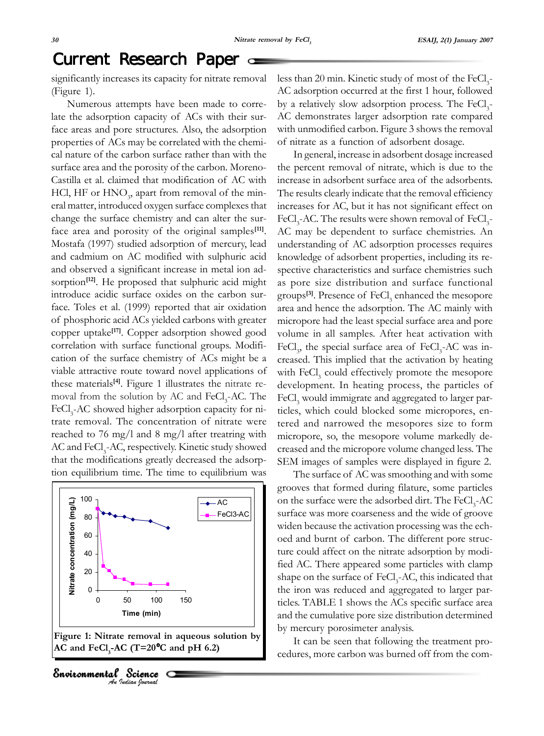significantly increases its capacity for nitrate removal (Figure 1).

Numerous attempts have been made to correlate the adsorption capacity of ACs with their surface areas and pore structures. Also, the adsorption properties of ACs may be correlated with the chemical nature of the carbon surface rather than with the surface area and the porosity of the carbon. Moreno-Castilla et al. claimed that modification of AC with HCl, HF or $HNO_3$, apart from removal of the mineral matter, introduced oxygen surface complexes that change the surface chemistry and can alter the surface area and porosity of the original samples[11]. Mostafa (1997) studied adsorption of mercury, lead and cadmium on AC modified with sulphuric acid and observed a significant increase in metal ion adsorption[12]. He proposed that sulphuric acid might introduce acidic surface oxides on the carbon surface. Toles et al. (1999) reported that air oxidation of phosphoric acid ACs yielded carbons with greater copper uptake[17]. Copper adsorption showed good correlation with surface functional groups. Modification of the surface chemistry of ACs might be a viable attractive route toward novel applications of these materials[4]. Figure 1 illustrates the nitrate removal from the solution by AC and $FeCl_3$-AC. The $FeCl_3$-AC showed higher adsorption capacity for nitrate removal. The concentration of nitrate were reached to 76 mg/l and 8 mg/l after treatring with AC and $FeCl_3$-AC, respectively. Kinetic study showed that the modifications greatly decreased the adsorption equilibrium time. The time to equilibrium was less than 20 min. Kinetic study of most of the $FeCl_3$-AC adsorption occurred at the first 1 hour, followed by a relatively slow adsorption process. The $FeCl_3$-AC demonstrates larger adsorption rate compared with unmodified carbon. Figure 3 shows the removal of nitrate as a function of adsorbent dosage.

**Figure 1: Nitrate removal in aqueous solution by AC and $FeCl_3$-AC (T=20°C and pH 6.2)**

In general, increase in adsorbent dosage increased the percent removal of nitrate, which is due to the increase in adsorbent surface area of the adsorbents. The results clearly indicate that the removal efficiency increases for AC, but it has not significant effect on $FeCl_3$-AC. The results were shown removal of $FeCl_3$-AC may be dependent to surface chemistries. An understanding of AC adsorption processes requires knowledge of adsorbent properties, including its respective characteristics and surface chemistries such as pore size distribution and surface functional groups[3]. Presence of $FeCl_3$ enhanced the mesopore area and hence the adsorption. The AC mainly with micropore had the least special surface area and pore volume in all samples. After heat activation with $FeCl_3$, the special surface area of $FeCl_3$-AC was increased. This implied that the activation by heating with $FeCl_3$ could effectively promote the mesopore development. In heating process, the particles of $FeCl_3$ would immigrate and aggregated to larger particles, which could blocked some micropores, entered and narrowed the mesopores size to form micropore, so, the mesopore volume markedly decreased and the micropore volume changed less. The SEM images of samples were displayed in figure 2.

The surface of AC was smoothing and with some grooves that formed during filature, some particles on the surface were the adsorbed dirt. The $FeCl_3$-AC surface was more coarseness and the wide of groove widen because the activation processing was the echoed and burnt of carbon. The different pore structure could affect on the nitrate adsorption by modified AC. There appeared some particles with clamp shape on the surface of $FeCl_3$-AC, this indicated that the iron was reduced and aggregated to larger particles. TABLE 1 shows the ACs specific surface area and the cumulative pore size distribution determined by mercury porosimeter analysis.

It can be seen that following the treatment procedures, more carbon was burned off from the com-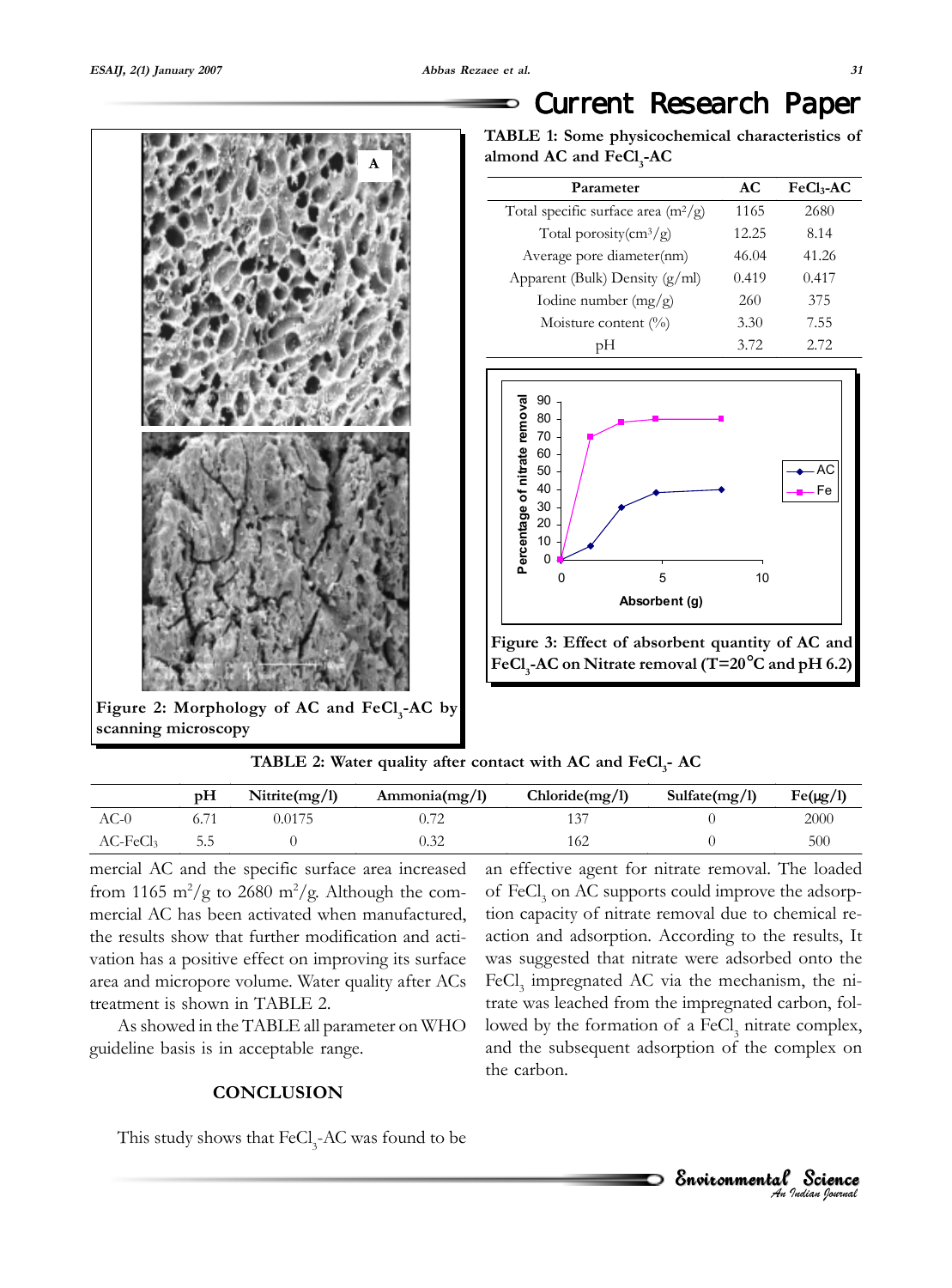TABLE 1: Some physicochemical characteristics of almond AC and $FeCl_3$-AC

| Parameter | AC | $FeCl_3$-AC |
|---|---|---|
| Total specific surface area ($m^2/g$) | 1165 | 2680 |
| Total porosity($cm^3/g$) | 12.25 | 8.14 |
| Average pore diameter(nm) | 46.04 | 41.26 |
| Apparent (Bulk) Density (g/ml) | 0.419 | 0.417 |
| Iodine number (mg/g) | 260 | 375 |
| Moisture content (%) | 3.30 | 7.55 |
| pH | 3.72 | 2.72 |

Figure 2: Morphology of AC and $FeCl_3$-AC by scanning microscopy

Figure 3: Effect of absorbent quantity of AC and $FeCl_3$-AC on Nitrate removal (T=20°C and pH 6.2)

TABLE 2: Water quality after contact with AC and $FeCl_3$- AC

| | pH | Nitrite(mg/l) | Ammonia(mg/l) | Chloride(mg/l) | Sulfate(mg/l) | Fe(μg/l) |
|---|---|---|---|---|---|---|
| AC-0 | 6.71 | 0.0175 | 0.72 | 137 | 0 | 2000 |
| AC-$FeCl_3$ | 5.5 | 0 | 0.32 | 162 | 0 | 500 |

mercial AC and the specific surface area increased from 1165 $m^2/g$ to 2680 $m^2/g$. Although the commercial AC has been activated when manufactured, the results show that further modification and activation has a positive effect on improving its surface area and micropore volume. Water quality after ACs treatment is shown in TABLE 2.

As showed in the TABLE all parameter on WHO guideline basis is in acceptable range.

## CONCLUSION

This study shows that $FeCl_3$-AC was found to be an effective agent for nitrate removal. The loaded of $FeCl_3$ on AC supports could improve the adsorption capacity of nitrate removal due to chemical reaction and adsorption. According to the results, It was suggested that nitrate were adsorbed onto the $FeCl_3$ impregnated AC via the mechanism, the nitrate was leached from the impregnated carbon, followed by the formation of a $FeCl_3$ nitrate complex, and the subsequent adsorption of the complex on the carbon.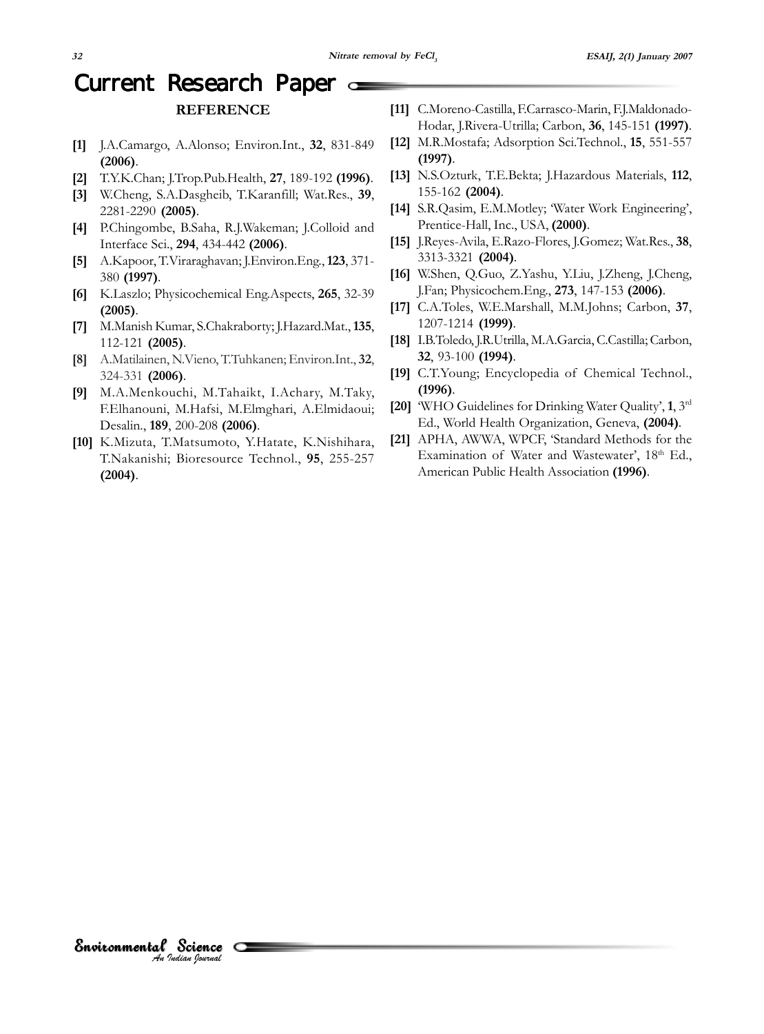## REFERENCE

**[1]** J.A.Camargo, A.Alonso; Environ.Int., **32**, 831-849 **(2006)**.

**[2]** T.Y.K.Chan; J.Trop.Pub.Health, **27**, 189-192 **(1996)**.

**[3]** W.Cheng, S.A.Dasgheib, T.Karanfill; Wat.Res., **39**, 2281-2290 **(2005)**.

**[4]** P.Chingombe, B.Saha, R.J.Wakeman; J.Colloid and Interface Sci., **294**, 434-442 **(2006)**.

**[5]** A.Kapoor, T.Viraraghavan; J.Environ.Eng., **123**, 371-380 **(1997)**.

**[6]** K.Laszlo; Physicochemical Eng.Aspects, **265**, 32-39 **(2005)**.

**[7]** M.Manish Kumar, S.Chakraborty; J.Hazard.Mat., **135**, 112-121 **(2005)**.

**[8]** A.Matilainen, N.Vieno, T.Tuhkanen; Environ.Int., **32**, 324-331 **(2006)**.

**[9]** M.A.Menkouchi, M.Tahaikt, I.Achary, M.Taky, F.Elhanouni, M.Hafsi, M.Elmghari, A.Elmidaoui; Desalin., **189**, 200-208 **(2006)**.

**[10]** K.Mizuta, T.Matsumoto, Y.Hatate, K.Nishihara, T.Nakanishi; Bioresource Technol., **95**, 255-257 **(2004)**.

**[11]** C.Moreno-Castilla, F.Carrasco-Marin, F.J.Maldonado-Hodar, J.Rivera-Utrilla; Carbon, **36**, 145-151 **(1997)**.

**[12]** M.R.Mostafa; Adsorption Sci.Technol., **15**, 551-557 **(1997)**.

**[13]** N.S.Ozturk, T.E.Bekta; J.Hazardous Materials, **112**, 155-162 **(2004)**.

**[14]** S.R.Qasim, E.M.Motley; 'Water Work Engineering', Prentice-Hall, Inc., USA, **(2000)**.

**[15]** J.Reyes-Avila, E.Razo-Flores, J.Gomez; Wat.Res., **38**, 3313-3321 **(2004)**.

**[16]** W.Shen, Q.Guo, Z.Yashu, Y.Liu, J.Zheng, J.Cheng, J.Fan; Physicochem.Eng., **273**, 147-153 **(2006)**.

**[17]** C.A.Toles, W.E.Marshall, M.M.Johns; Carbon, **37**, 1207-1214 **(1999)**.

**[18]** I.B.Toledo, J.R.Utrilla, M.A.Garcia, C.Castilla; Carbon, **32**, 93-100 **(1994)**.

**[19]** C.T.Young; Encyclopedia of Chemical Technol., **(1996)**.

**[20]** 'WHO Guidelines for Drinking Water Quality', **1**, 3rd Ed., World Health Organization, Geneva, **(2004)**.

**[21]** APHA, AWWA, WPCF, 'Standard Methods for the Examination of Water and Wastewater', 18th Ed., American Public Health Association **(1996)**.